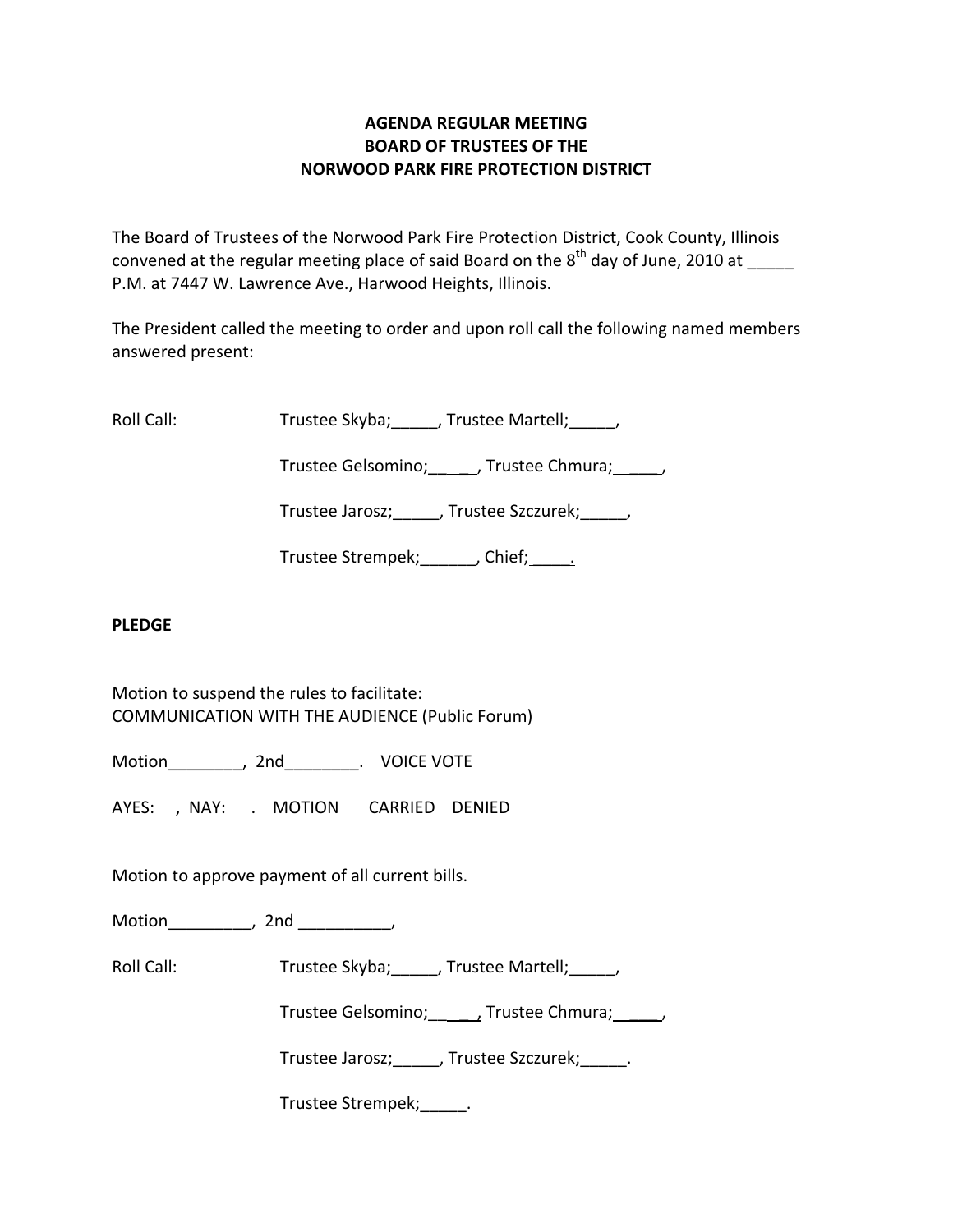**AGENDA REGULAR MEETING**
**BOARD OF TRUSTEES OF THE**
**NORWOOD PARK FIRE PROTECTION DISTRICT**

The Board of Trustees of the Norwood Park Fire Protection District, Cook County, Illinois convened at the regular meeting place of said Board on the 8th day of June, 2010 at _____ P.M. at 7447 W. Lawrence Ave., Harwood Heights, Illinois.

The President called the meeting to order and upon roll call the following named members answered present:

Roll Call: Trustee Skyba;_____, Trustee Martell;_____,

Trustee Gelsomino;_____, Trustee Chmura;_____,

Trustee Jarosz;_____, Trustee Szczurek;_____,

Trustee Strempek;______, Chief;_____.

**PLEDGE**

Motion to suspend the rules to facilitate:
COMMUNICATION WITH THE AUDIENCE (Public Forum)

Motion________, 2nd________. VOICE VOTE

AYES:___, NAY:___. MOTION CARRIED DENIED

Motion to approve payment of all current bills.

Motion_________, 2nd __________,

Roll Call: Trustee Skyba;_____, Trustee Martell;_____,

Trustee Gelsomino;_____, Trustee Chmura;_____,

Trustee Jarosz;_____, Trustee Szczurek;_____.

Trustee Strempek;_____.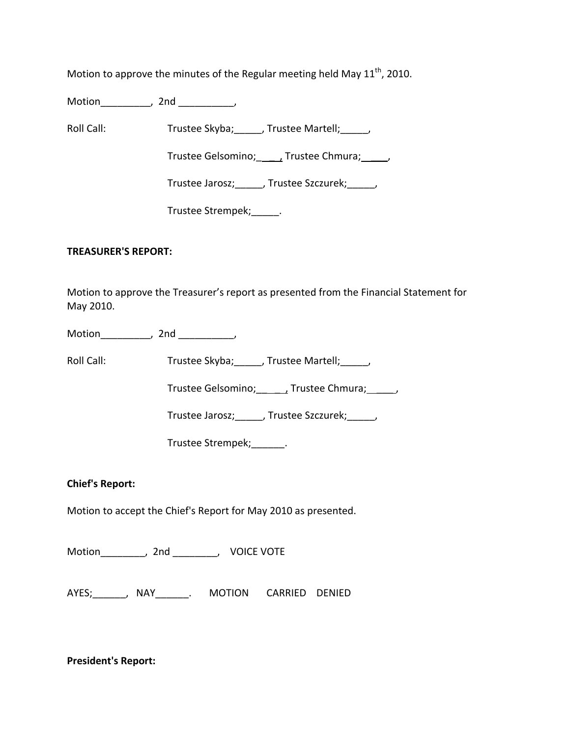Motion to approve the minutes of the Regular meeting held May 11th, 2010.

Motion_________, 2nd __________,

Roll Call: Trustee Skyba;_____, Trustee Martell;_____,

Trustee Gelsomino;_____, Trustee Chmura;_____,

Trustee Jarosz;_____, Trustee Szczurek;_____,

Trustee Strempek;_____.

**TREASURER'S REPORT:**

Motion to approve the Treasurer's report as presented from the Financial Statement for May 2010.

Motion_________, 2nd __________,

Roll Call: Trustee Skyba;_____, Trustee Martell;_____,

Trustee Gelsomino;_____, Trustee Chmura;_____,

Trustee Jarosz;_____, Trustee Szczurek;_____,

Trustee Strempek;______.

**Chief's Report:**

Motion to accept the Chief's Report for May 2010 as presented.

Motion________, 2nd ________, VOICE VOTE

AYES;______, NAY______. MOTION CARRIED DENIED

**President's Report:**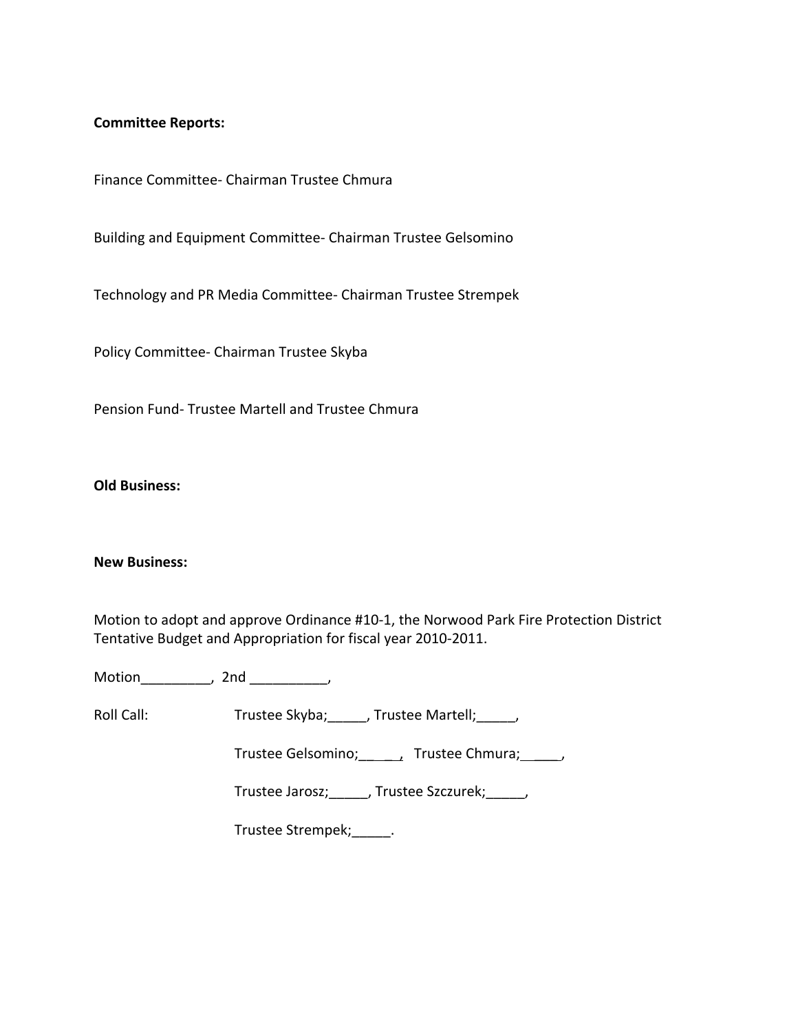**Committee Reports:**

Finance Committee- Chairman Trustee Chmura

Building and Equipment Committee- Chairman Trustee Gelsomino

Technology and PR Media Committee- Chairman Trustee Strempek

Policy Committee- Chairman Trustee Skyba

Pension Fund- Trustee Martell and Trustee Chmura

**Old Business:**

**New Business:**

Motion to adopt and approve Ordinance #10-1, the Norwood Park Fire Protection District Tentative Budget and Appropriation for fiscal year 2010-2011.

Motion_________, 2nd __________,

Roll Call: Trustee Skyba;_____, Trustee Martell;_____,

Trustee Gelsomino;_____, Trustee Chmura;_____,

Trustee Jarosz;_____, Trustee Szczurek;_____,

Trustee Strempek;_____.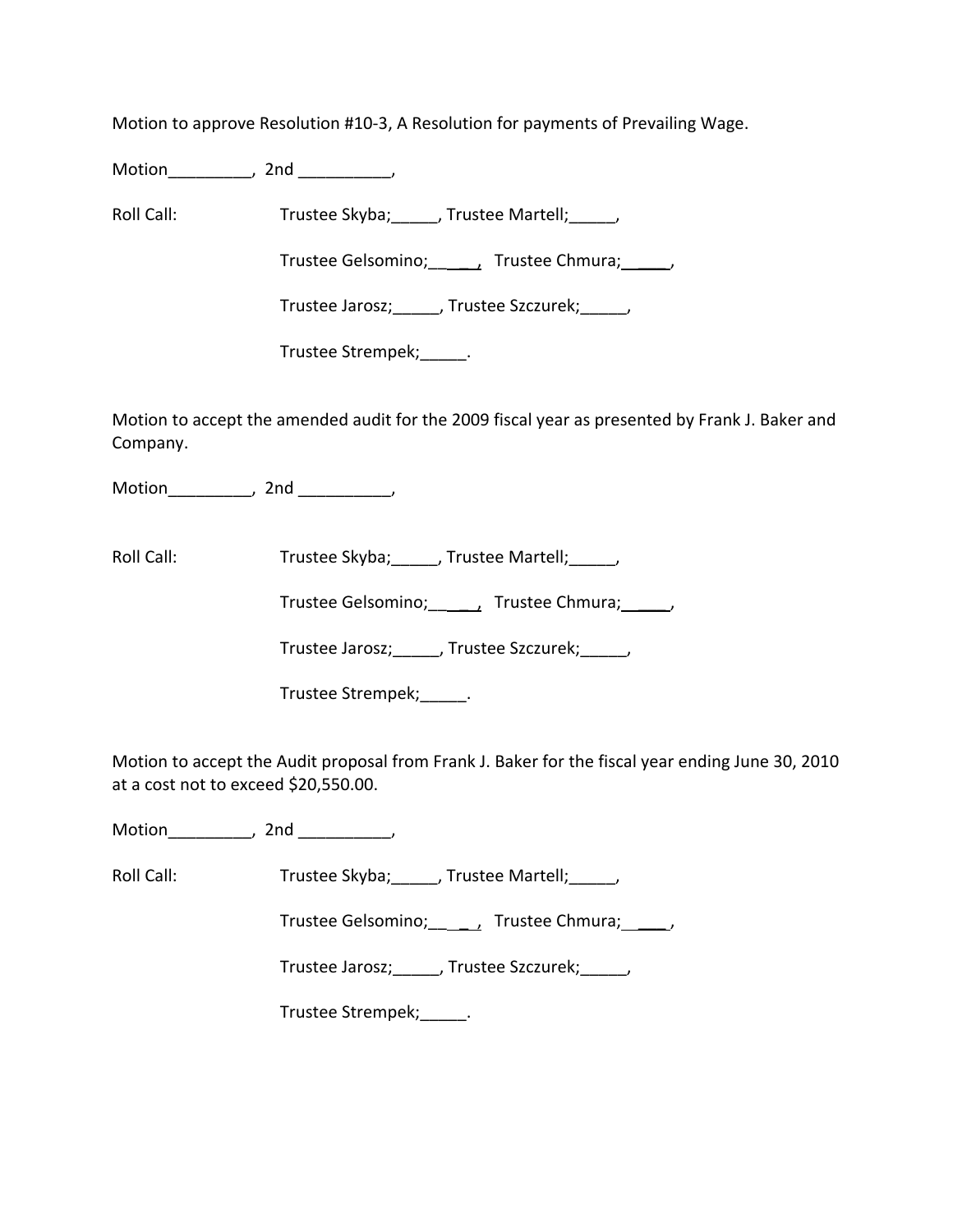Motion to approve Resolution #10-3, A Resolution for payments of Prevailing Wage.

Motion_________, 2nd __________,

Roll Call: Trustee Skyba;_____, Trustee Martell;_____,

Trustee Gelsomino;_____, Trustee Chmura;_____,

Trustee Jarosz;_____, Trustee Szczurek;_____,

Trustee Strempek;_____.

Motion to accept the amended audit for the 2009 fiscal year as presented by Frank J. Baker and Company.

Motion_________, 2nd __________,

Roll Call: Trustee Skyba;_____, Trustee Martell;_____,

Trustee Gelsomino;_____, Trustee Chmura;_____,

Trustee Jarosz;_____, Trustee Szczurek;_____,

Trustee Strempek;_____.

Motion to accept the Audit proposal from Frank J. Baker for the fiscal year ending June 30, 2010 at a cost not to exceed $20,550.00.

Motion_________, 2nd __________,

Roll Call: Trustee Skyba;_____, Trustee Martell;_____,

Trustee Gelsomino;_____, Trustee Chmura;_____,

Trustee Jarosz;_____, Trustee Szczurek;_____,

Trustee Strempek;_____.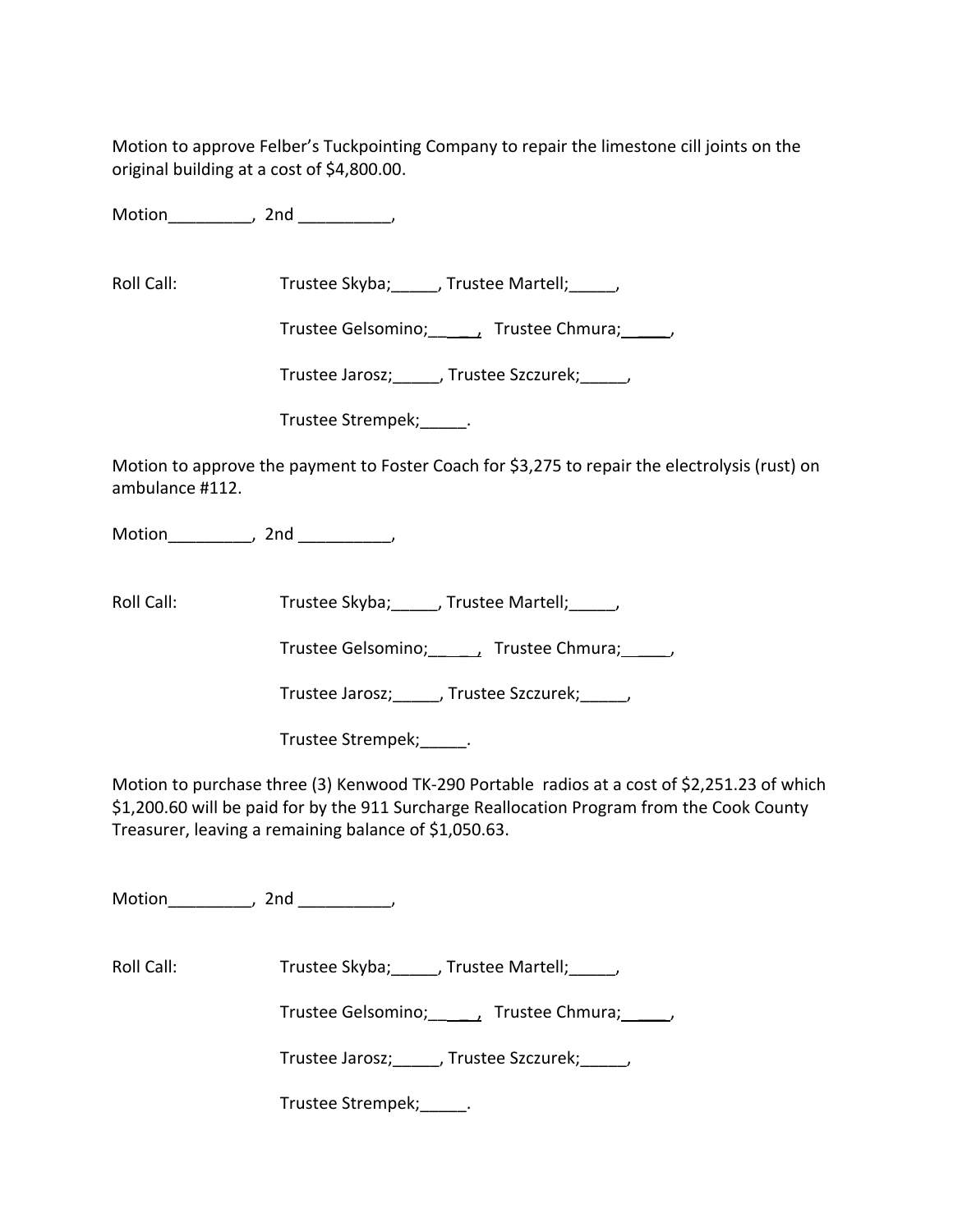Motion to approve Felber's Tuckpointing Company to repair the limestone cill joints on the original building at a cost of $4,800.00.

Motion_________, 2nd __________,

Roll Call: Trustee Skyba;_____, Trustee Martell;_____,

Trustee Gelsomino;_____, Trustee Chmura;_____,

Trustee Jarosz;_____, Trustee Szczurek;_____,

Trustee Strempek;_____.

Motion to approve the payment to Foster Coach for $3,275 to repair the electrolysis (rust) on ambulance #112.

Motion_________, 2nd __________,

Roll Call: Trustee Skyba;_____, Trustee Martell;_____,

Trustee Gelsomino;_____, Trustee Chmura;_____,

Trustee Jarosz;_____, Trustee Szczurek;_____,

Trustee Strempek;_____.

Motion to purchase three (3) Kenwood TK-290 Portable radios at a cost of $2,251.23 of which $1,200.60 will be paid for by the 911 Surcharge Reallocation Program from the Cook County Treasurer, leaving a remaining balance of $1,050.63.

Motion_________, 2nd __________,

Roll Call: Trustee Skyba;_____, Trustee Martell;_____,

Trustee Gelsomino;_____, Trustee Chmura;_____,

Trustee Jarosz;_____, Trustee Szczurek;_____,

Trustee Strempek;_____.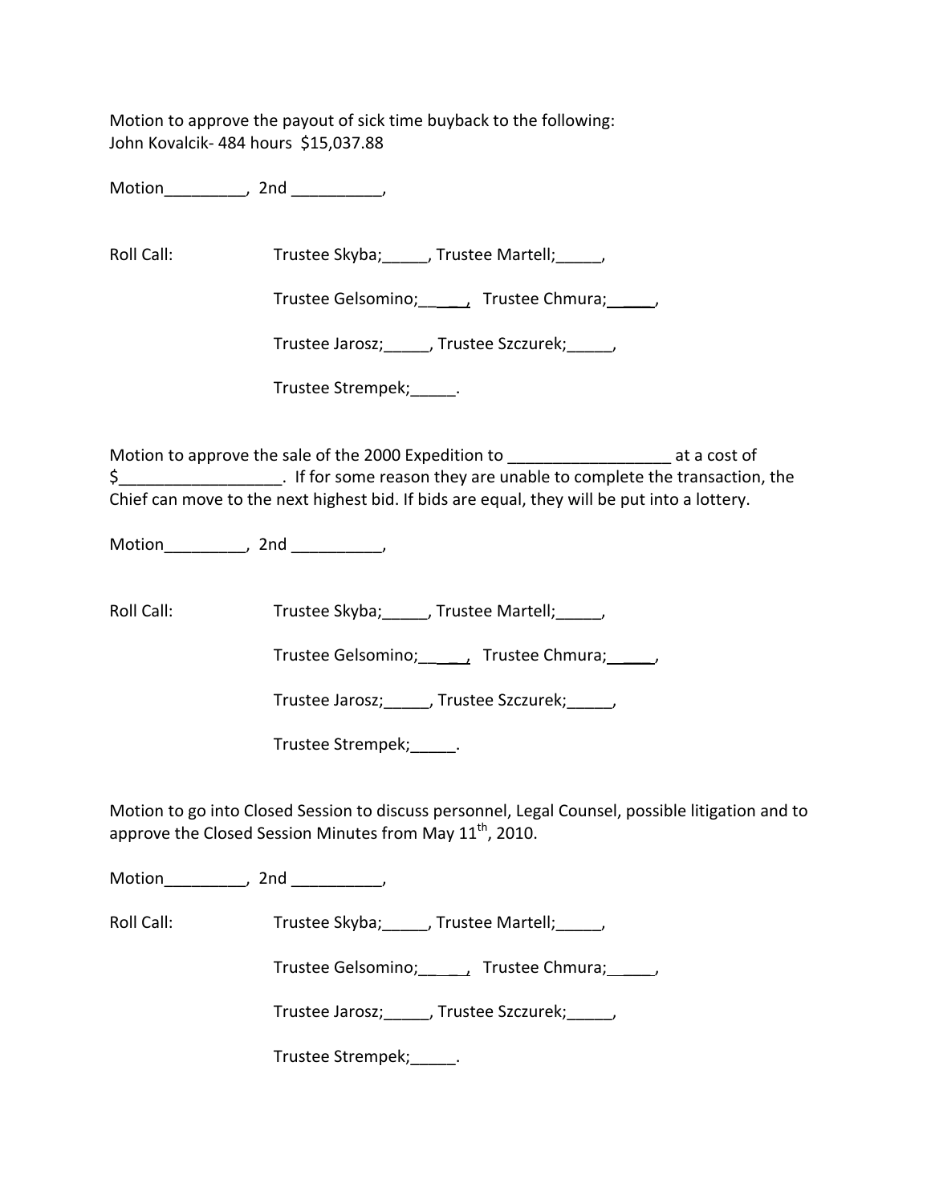Motion to approve the payout of sick time buyback to the following:
John Kovalcik- 484 hours  $15,037.88

Motion_________,  2nd __________,

Roll Call: Trustee Skyba;_____, Trustee Martell;_____,

Trustee Gelsomino;_____,  Trustee Chmura;_____,

Trustee Jarosz;_____, Trustee Szczurek;_____,

Trustee Strempek;_____.

Motion to approve the sale of the 2000 Expedition to __________________ at a cost of $__________________. If for some reason they are unable to complete the transaction, the Chief can move to the next highest bid. If bids are equal, they will be put into a lottery.

Motion_________,  2nd __________,

Roll Call: Trustee Skyba;_____, Trustee Martell;_____,

Trustee Gelsomino;_____,  Trustee Chmura;_____,

Trustee Jarosz;_____, Trustee Szczurek;_____,

Trustee Strempek;_____.

Motion to go into Closed Session to discuss personnel, Legal Counsel, possible litigation and to approve the Closed Session Minutes from May 11th, 2010.

Motion_________,  2nd __________,

Roll Call: Trustee Skyba;_____, Trustee Martell;_____,

Trustee Gelsomino;_____,  Trustee Chmura;_____,

Trustee Jarosz;_____, Trustee Szczurek;_____,

Trustee Strempek;_____.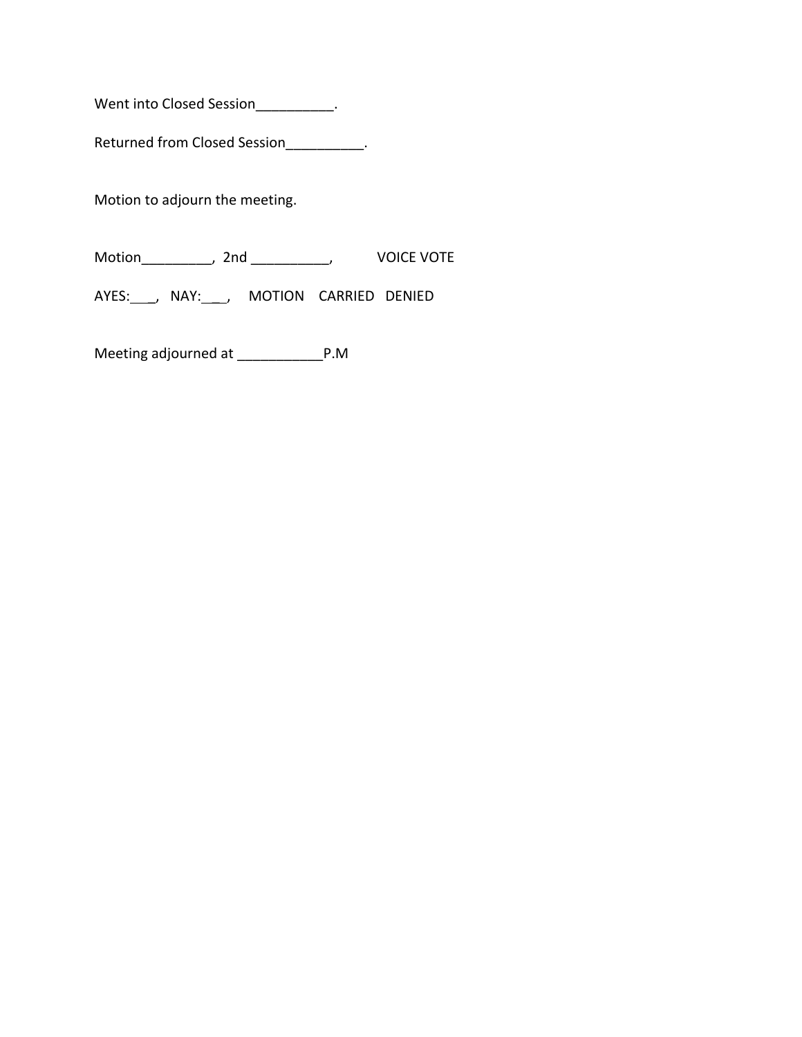Went into Closed Session__________.

Returned from Closed Session__________.

Motion to adjourn the meeting.

Motion_________, 2nd __________, VOICE VOTE

AYES:___, NAY:___, MOTION CARRIED DENIED

Meeting adjourned at ___________P.M